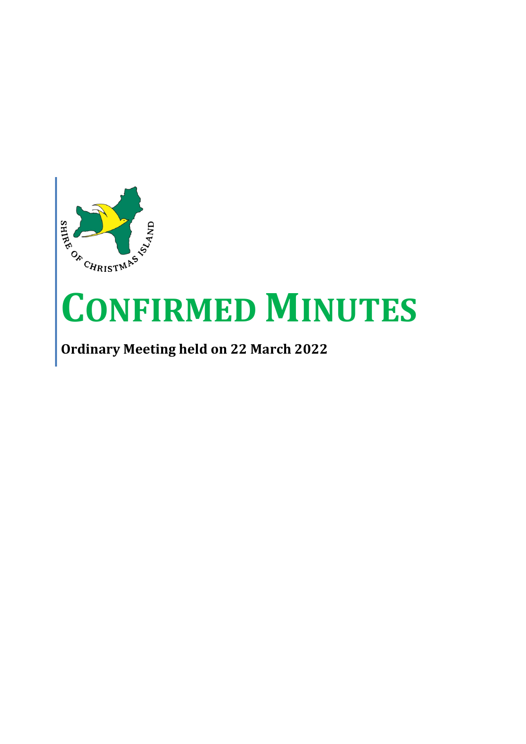# CONFIRMED MINUTES

**Ordinary Meeting held on 22 March 2022**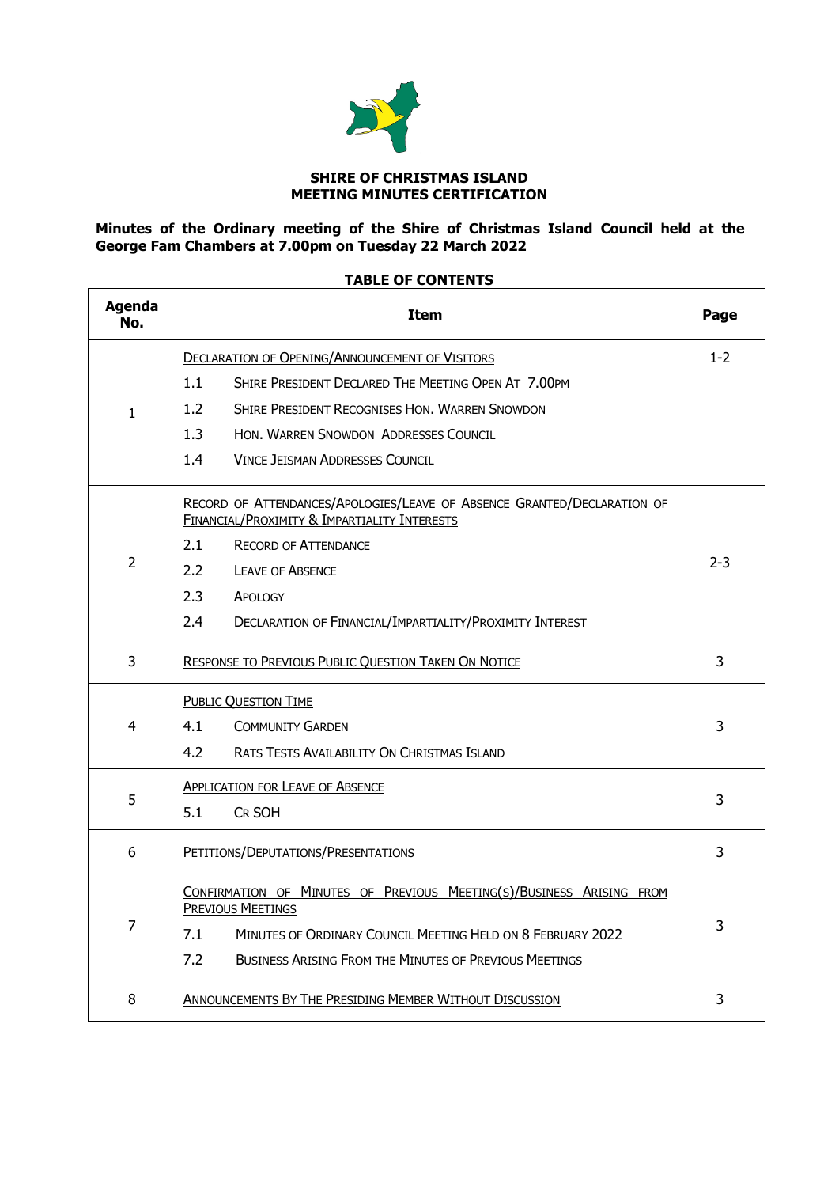**SHIRE OF CHRISTMAS ISLAND**
**MEETING MINUTES CERTIFICATION**

**Minutes of the Ordinary meeting of the Shire of Christmas Island Council held at the George Fam Chambers at 7.00pm on Tuesday 22 March 2022**

**TABLE OF CONTENTS**

| Agenda No. | Item | Page |
|---|---|---|
| 1 | DECLARATION OF OPENING/ANNOUNCEMENT OF VISITORS<br>1.1 SHIRE PRESIDENT DECLARED THE MEETING OPEN AT 7.00PM<br>1.2 SHIRE PRESIDENT RECOGNISES HON. WARREN SNOWDON<br>1.3 HON. WARREN SNOWDON ADDRESSES COUNCIL<br>1.4 VINCE JEISMAN ADDRESSES COUNCIL | 1-2 |
| 2 | RECORD OF ATTENDANCES/APOLOGIES/LEAVE OF ABSENCE GRANTED/DECLARATION OF FINANCIAL/PROXIMITY & IMPARTIALITY INTERESTS<br>2.1 RECORD OF ATTENDANCE<br>2.2 LEAVE OF ABSENCE<br>2.3 APOLOGY<br>2.4 DECLARATION OF FINANCIAL/IMPARTIALITY/PROXIMITY INTEREST | 2-3 |
| 3 | RESPONSE TO PREVIOUS PUBLIC QUESTION TAKEN ON NOTICE | 3 |
| 4 | PUBLIC QUESTION TIME<br>4.1 COMMUNITY GARDEN<br>4.2 RATS TESTS AVAILABILITY ON CHRISTMAS ISLAND | 3 |
| 5 | APPLICATION FOR LEAVE OF ABSENCE<br>5.1 CR SOH | 3 |
| 6 | PETITIONS/DEPUTATIONS/PRESENTATIONS | 3 |
| 7 | CONFIRMATION OF MINUTES OF PREVIOUS MEETING(S)/BUSINESS ARISING FROM PREVIOUS MEETINGS<br>7.1 MINUTES OF ORDINARY COUNCIL MEETING HELD ON 8 FEBRUARY 2022<br>7.2 BUSINESS ARISING FROM THE MINUTES OF PREVIOUS MEETINGS | 3 |
| 8 | ANNOUNCEMENTS BY THE PRESIDING MEMBER WITHOUT DISCUSSION | 3 |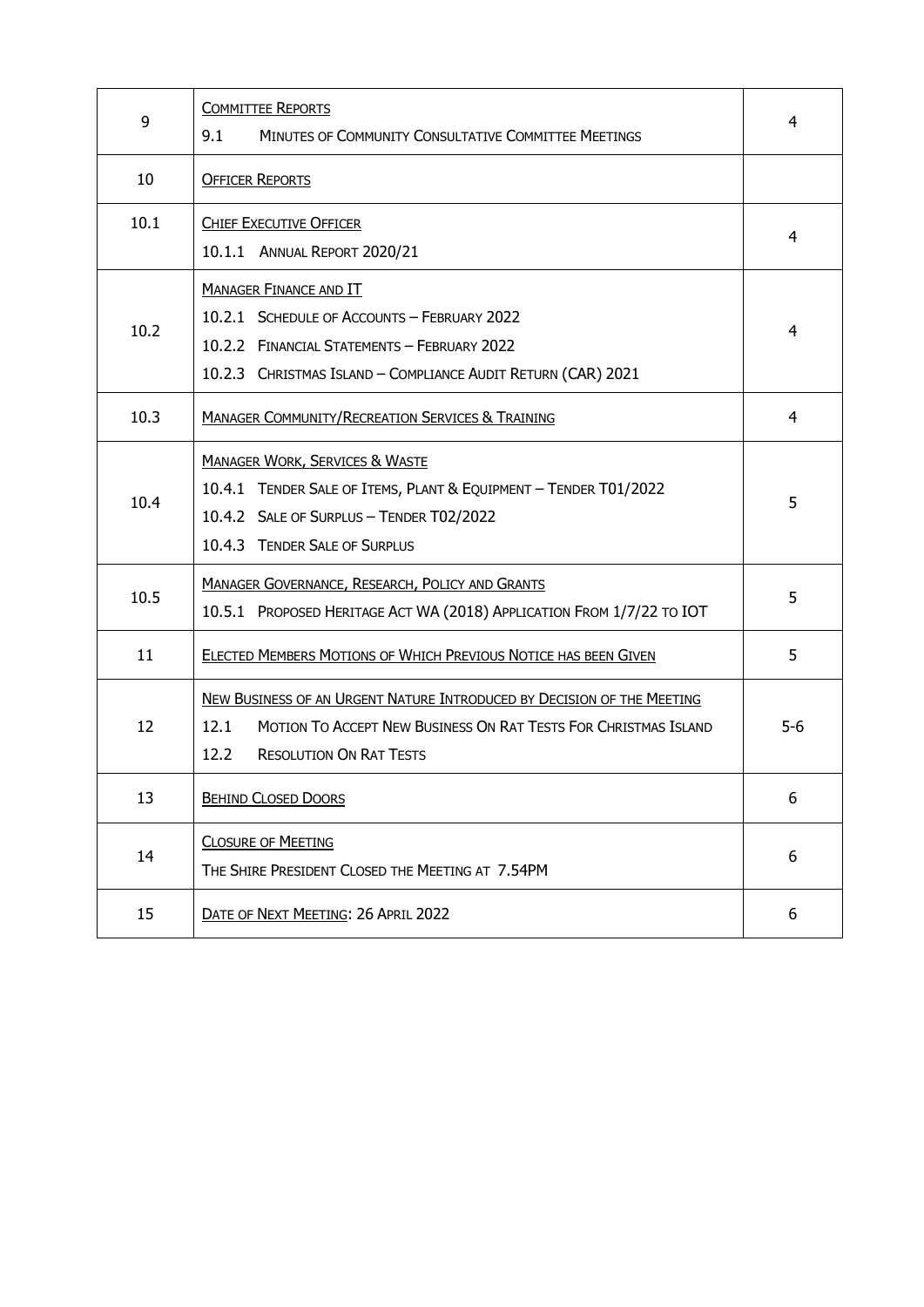| | | |
|---|---|---|
| 9 | <u>COMMITTEE REPORTS</u><br>9.1 MINUTES OF COMMUNITY CONSULTATIVE COMMITTEE MEETINGS | 4 |
| 10 | <u>OFFICER REPORTS</u> | |
| 10.1 | <u>CHIEF EXECUTIVE OFFICER</u><br>10.1.1 ANNUAL REPORT 2020/21 | 4 |
| 10.2 | <u>MANAGER FINANCE AND IT</u><br>10.2.1 SCHEDULE OF ACCOUNTS – FEBRUARY 2022<br>10.2.2 FINANCIAL STATEMENTS – FEBRUARY 2022<br>10.2.3 CHRISTMAS ISLAND – COMPLIANCE AUDIT RETURN (CAR) 2021 | 4 |
| 10.3 | <u>MANAGER COMMUNITY/RECREATION SERVICES & TRAINING</u> | 4 |
| 10.4 | <u>MANAGER WORK, SERVICES & WASTE</u><br>10.4.1 TENDER SALE OF ITEMS, PLANT & EQUIPMENT – TENDER T01/2022<br>10.4.2 SALE OF SURPLUS – TENDER T02/2022<br>10.4.3 TENDER SALE OF SURPLUS | 5 |
| 10.5 | <u>MANAGER GOVERNANCE, RESEARCH, POLICY AND GRANTS</u><br>10.5.1 PROPOSED HERITAGE ACT WA (2018) APPLICATION FROM 1/7/22 TO IOT | 5 |
| 11 | <u>ELECTED MEMBERS MOTIONS OF WHICH PREVIOUS NOTICE HAS BEEN GIVEN</u> | 5 |
| 12 | <u>NEW BUSINESS OF AN URGENT NATURE INTRODUCED BY DECISION OF THE MEETING</u><br>12.1 MOTION TO ACCEPT NEW BUSINESS ON RAT TESTS FOR CHRISTMAS ISLAND<br>12.2 RESOLUTION ON RAT TESTS | 5-6 |
| 13 | <u>BEHIND CLOSED DOORS</u> | 6 |
| 14 | <u>CLOSURE OF MEETING</u><br>THE SHIRE PRESIDENT CLOSED THE MEETING AT 7.54PM | 6 |
| 15 | <u>DATE OF NEXT MEETING</u>: 26 APRIL 2022 | 6 |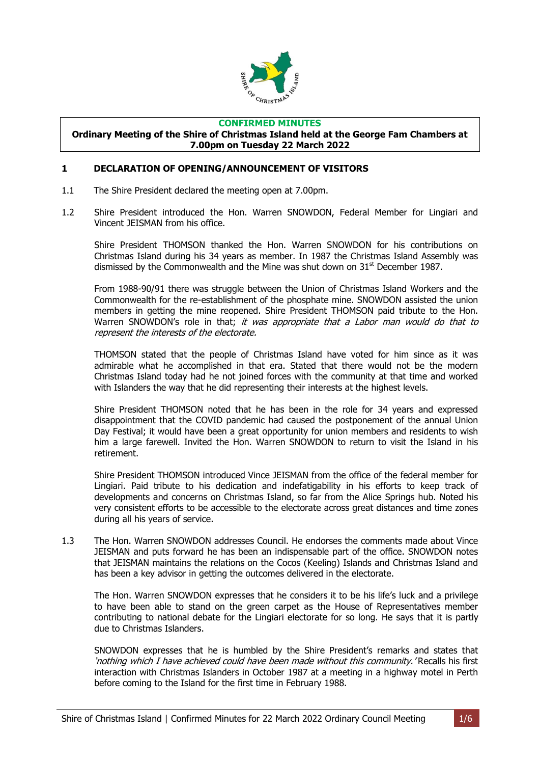**CONFIRMED MINUTES**

**Ordinary Meeting of the Shire of Christmas Island held at the George Fam Chambers at 7.00pm on Tuesday 22 March 2022**

## 1 DECLARATION OF OPENING/ANNOUNCEMENT OF VISITORS

1.1 The Shire President declared the meeting open at 7.00pm.

1.2 Shire President introduced the Hon. Warren SNOWDON, Federal Member for Lingiari and Vincent JEISMAN from his office.

Shire President THOMSON thanked the Hon. Warren SNOWDON for his contributions on Christmas Island during his 34 years as member. In 1987 the Christmas Island Assembly was dismissed by the Commonwealth and the Mine was shut down on 31st December 1987.

From 1988-90/91 there was struggle between the Union of Christmas Island Workers and the Commonwealth for the re-establishment of the phosphate mine. SNOWDON assisted the union members in getting the mine reopened. Shire President THOMSON paid tribute to the Hon. Warren SNOWDON's role in that; *it was appropriate that a Labor man would do that to represent the interests of the electorate.*

THOMSON stated that the people of Christmas Island have voted for him since as it was admirable what he accomplished in that era. Stated that there would not be the modern Christmas Island today had he not joined forces with the community at that time and worked with Islanders the way that he did representing their interests at the highest levels.

Shire President THOMSON noted that he has been in the role for 34 years and expressed disappointment that the COVID pandemic had caused the postponement of the annual Union Day Festival; it would have been a great opportunity for union members and residents to wish him a large farewell. Invited the Hon. Warren SNOWDON to return to visit the Island in his retirement.

Shire President THOMSON introduced Vince JEISMAN from the office of the federal member for Lingiari. Paid tribute to his dedication and indefatigability in his efforts to keep track of developments and concerns on Christmas Island, so far from the Alice Springs hub. Noted his very consistent efforts to be accessible to the electorate across great distances and time zones during all his years of service.

1.3 The Hon. Warren SNOWDON addresses Council. He endorses the comments made about Vince JEISMAN and puts forward he has been an indispensable part of the office. SNOWDON notes that JEISMAN maintains the relations on the Cocos (Keeling) Islands and Christmas Island and has been a key advisor in getting the outcomes delivered in the electorate.

The Hon. Warren SNOWDON expresses that he considers it to be his life's luck and a privilege to have been able to stand on the green carpet as the House of Representatives member contributing to national debate for the Lingiari electorate for so long. He says that it is partly due to Christmas Islanders.

SNOWDON expresses that he is humbled by the Shire President's remarks and states that *'nothing which I have achieved could have been made without this community.'* Recalls his first interaction with Christmas Islanders in October 1987 at a meeting in a highway motel in Perth before coming to the Island for the first time in February 1988.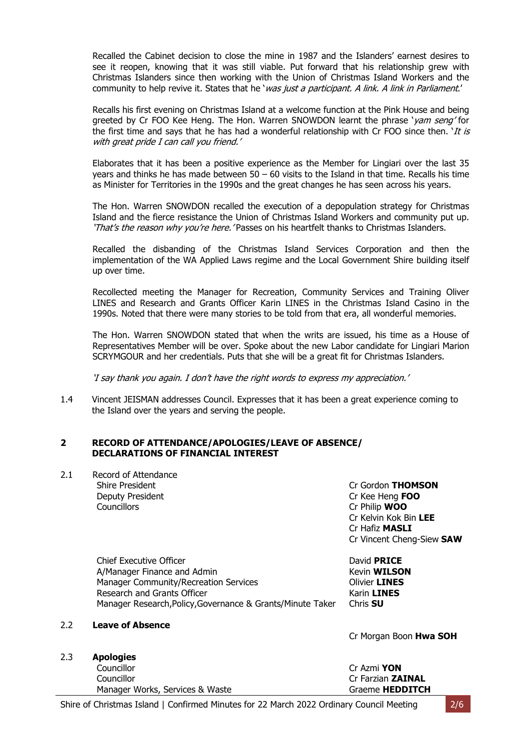Recalled the Cabinet decision to close the mine in 1987 and the Islanders' earnest desires to see it reopen, knowing that it was still viable. Put forward that his relationship grew with Christmas Islanders since then working with the Union of Christmas Island Workers and the community to help revive it. States that he '*was just a participant. A link. A link in Parliament*.'

Recalls his first evening on Christmas Island at a welcome function at the Pink House and being greeted by Cr FOO Kee Heng. The Hon. Warren SNOWDON learnt the phrase '*yam seng*' for the first time and says that he has had a wonderful relationship with Cr FOO since then. '*It is with great pride I can call you friend.*'

Elaborates that it has been a positive experience as the Member for Lingiari over the last 35 years and thinks he has made between 50 – 60 visits to the Island in that time. Recalls his time as Minister for Territories in the 1990s and the great changes he has seen across his years.

The Hon. Warren SNOWDON recalled the execution of a depopulation strategy for Christmas Island and the fierce resistance the Union of Christmas Island Workers and community put up. *'That's the reason why you're here.'* Passes on his heartfelt thanks to Christmas Islanders.

Recalled the disbanding of the Christmas Island Services Corporation and then the implementation of the WA Applied Laws regime and the Local Government Shire building itself up over time.

Recollected meeting the Manager for Recreation, Community Services and Training Oliver LINES and Research and Grants Officer Karin LINES in the Christmas Island Casino in the 1990s. Noted that there were many stories to be told from that era, all wonderful memories.

The Hon. Warren SNOWDON stated that when the writs are issued, his time as a House of Representatives Member will be over. Spoke about the new Labor candidate for Lingiari Marion SCRYMGOUR and her credentials. Puts that she will be a great fit for Christmas Islanders.

*'I say thank you again. I don't have the right words to express my appreciation.'*

1.4 Vincent JEISMAN addresses Council. Expresses that it has been a great experience coming to the Island over the years and serving the people.

## 2 RECORD OF ATTENDANCE/APOLOGIES/LEAVE OF ABSENCE/ DECLARATIONS OF FINANCIAL INTEREST

2.1 Record of Attendance

| | |
|---|---|
| Shire President | Cr Gordon **THOMSON** |
| Deputy President | Cr Kee Heng **FOO** |
| Councillors | Cr Philip **WOO** |
| | Cr Kelvin Kok Bin **LEE** |
| | Cr Hafiz **MASLI** |
| | Cr Vincent Cheng-Siew **SAW** |
| Chief Executive Officer | David **PRICE** |
| A/Manager Finance and Admin | Kevin **WILSON** |
| Manager Community/Recreation Services | Olivier **LINES** |
| Research and Grants Officer | Karin **LINES** |
| Manager Research,Policy,Governance & Grants/Minute Taker | Chris **SU** |

2.2 **Leave of Absence**

Cr Morgan Boon **Hwa SOH**

2.3 **Apologies**

| | |
|---|---|
| Councillor | Cr Azmi **YON** |
| Councillor | Cr Farzian **ZAINAL** |
| Manager Works, Services & Waste | Graeme **HEDDITCH** |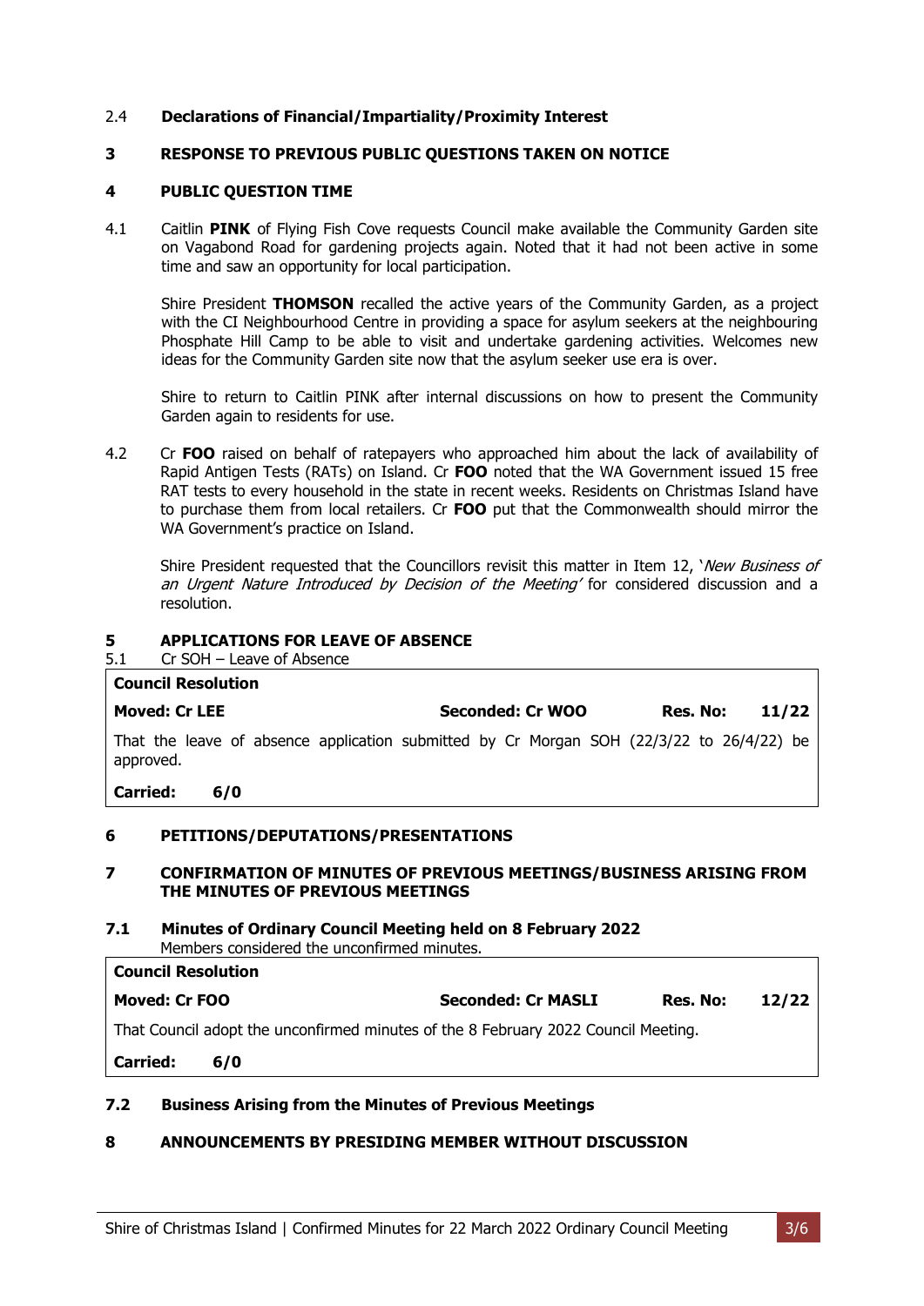### 2.4 Declarations of Financial/Impartiality/Proximity Interest

## 3 RESPONSE TO PREVIOUS PUBLIC QUESTIONS TAKEN ON NOTICE

## 4 PUBLIC QUESTION TIME

4.1 Caitlin **PINK** of Flying Fish Cove requests Council make available the Community Garden site on Vagabond Road for gardening projects again. Noted that it had not been active in some time and saw an opportunity for local participation.

Shire President **THOMSON** recalled the active years of the Community Garden, as a project with the CI Neighbourhood Centre in providing a space for asylum seekers at the neighbouring Phosphate Hill Camp to be able to visit and undertake gardening activities. Welcomes new ideas for the Community Garden site now that the asylum seeker use era is over.

Shire to return to Caitlin PINK after internal discussions on how to present the Community Garden again to residents for use.

4.2 Cr **FOO** raised on behalf of ratepayers who approached him about the lack of availability of Rapid Antigen Tests (RATs) on Island. Cr **FOO** noted that the WA Government issued 15 free RAT tests to every household in the state in recent weeks. Residents on Christmas Island have to purchase them from local retailers. Cr **FOO** put that the Commonwealth should mirror the WA Government's practice on Island.

Shire President requested that the Councillors revisit this matter in Item 12, '*New Business of an Urgent Nature Introduced by Decision of the Meeting*' for considered discussion and a resolution.

## 5 APPLICATIONS FOR LEAVE OF ABSENCE

5.1 Cr SOH – Leave of Absence

| **Council Resolution** | | | |
|---|---|---|---|
| **Moved: Cr LEE** | **Seconded: Cr WOO** | **Res. No:** | **11/22** |
| That the leave of absence application submitted by Cr Morgan SOH (22/3/22 to 26/4/22) be approved. | | | |
| **Carried: 6/0** | | | |

## 6 PETITIONS/DEPUTATIONS/PRESENTATIONS

## 7 CONFIRMATION OF MINUTES OF PREVIOUS MEETINGS/BUSINESS ARISING FROM THE MINUTES OF PREVIOUS MEETINGS

### 7.1 Minutes of Ordinary Council Meeting held on 8 February 2022

Members considered the unconfirmed minutes.

| **Council Resolution** | | | |
|---|---|---|---|
| **Moved: Cr FOO** | **Seconded: Cr MASLI** | **Res. No:** | **12/22** |
| That Council adopt the unconfirmed minutes of the 8 February 2022 Council Meeting. | | | |
| **Carried: 6/0** | | | |

### 7.2 Business Arising from the Minutes of Previous Meetings

## 8 ANNOUNCEMENTS BY PRESIDING MEMBER WITHOUT DISCUSSION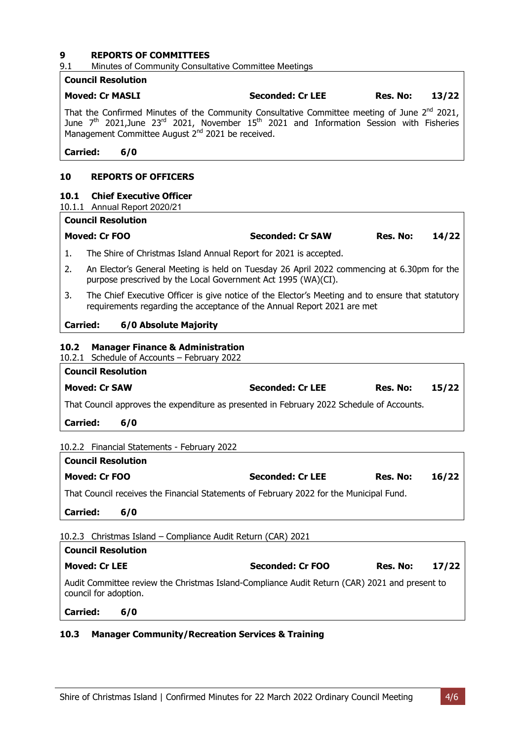# 9 REPORTS OF COMMITTEES

9.1 Minutes of Community Consultative Committee Meetings

**Council Resolution**

**Moved: Cr MASLI** **Seconded: Cr LEE** **Res. No: 13/22**

That the Confirmed Minutes of the Community Consultative Committee meeting of June 2nd 2021, June 7th 2021,June 23rd 2021, November 15th 2021 and Information Session with Fisheries Management Committee August 2nd 2021 be received.

**Carried: 6/0**

# 10 REPORTS OF OFFICERS

## 10.1 Chief Executive Officer

10.1.1 Annual Report 2020/21

**Council Resolution**

**Moved: Cr FOO** **Seconded: Cr SAW** **Res. No: 14/22**

1. The Shire of Christmas Island Annual Report for 2021 is accepted.
2. An Elector's General Meeting is held on Tuesday 26 April 2022 commencing at 6.30pm for the purpose prescrived by the Local Government Act 1995 (WA)(CI).
3. The Chief Executive Officer is give notice of the Elector's Meeting and to ensure that statutory requirements regarding the acceptance of the Annual Report 2021 are met

**Carried: 6/0 Absolute Majority**

## 10.2 Manager Finance & Administration

10.2.1 Schedule of Accounts – February 2022

**Council Resolution**

**Moved: Cr SAW** **Seconded: Cr LEE** **Res. No: 15/22**

That Council approves the expenditure as presented in February 2022 Schedule of Accounts.

**Carried: 6/0**

10.2.2 Financial Statements - February 2022

**Council Resolution**

**Moved: Cr FOO** **Seconded: Cr LEE** **Res. No: 16/22**

That Council receives the Financial Statements of February 2022 for the Municipal Fund.

**Carried: 6/0**

10.2.3 Christmas Island – Compliance Audit Return (CAR) 2021

**Council Resolution**

**Moved: Cr LEE** **Seconded: Cr FOO** **Res. No: 17/22**

Audit Committee review the Christmas Island-Compliance Audit Return (CAR) 2021 and present to council for adoption.

**Carried: 6/0**

## 10.3 Manager Community/Recreation Services & Training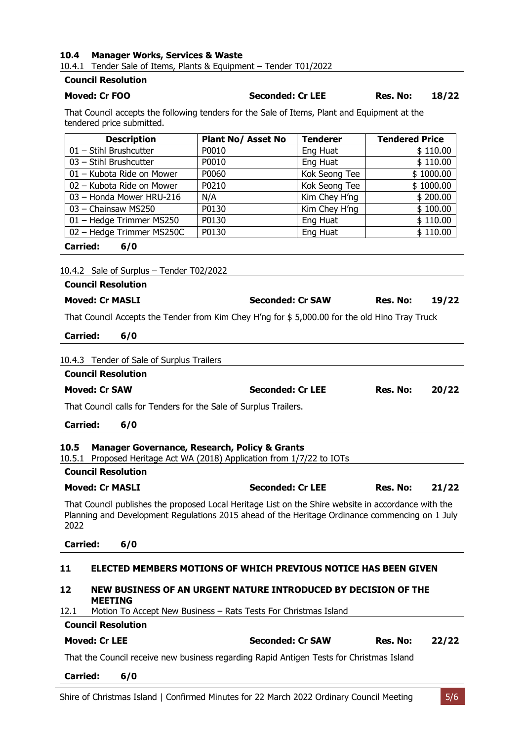### 10.4 Manager Works, Services & Waste

10.4.1 Tender Sale of Items, Plants & Equipment – Tender T01/2022

**Council Resolution**

**Moved: Cr FOO** **Seconded: Cr LEE** **Res. No: 18/22**

That Council accepts the following tenders for the Sale of Items, Plant and Equipment at the tendered price submitted.

| Description | Plant No/ Asset No | Tenderer | Tendered Price |
|---|---|---|---|
| 01 – Stihl Brushcutter | P0010 | Eng Huat | $ 110.00 |
| 03 – Stihl Brushcutter | P0010 | Eng Huat | $ 110.00 |
| 01 – Kubota Ride on Mower | P0060 | Kok Seong Tee | $ 1000.00 |
| 02 – Kubota Ride on Mower | P0210 | Kok Seong Tee | $ 1000.00 |
| 03 – Honda Mower HRU-216 | N/A | Kim Chey H'ng | $ 200.00 |
| 03 – Chainsaw MS250 | P0130 | Kim Chey H'ng | $ 100.00 |
| 01 – Hedge Trimmer MS250 | P0130 | Eng Huat | $ 110.00 |
| 02 – Hedge Trimmer MS250C | P0130 | Eng Huat | $ 110.00 |

**Carried: 6/0**

10.4.2 Sale of Surplus – Tender T02/2022

**Council Resolution**

**Moved: Cr MASLI** **Seconded: Cr SAW** **Res. No: 19/22**

That Council Accepts the Tender from Kim Chey H'ng for $ 5,000.00 for the old Hino Tray Truck

**Carried: 6/0**

10.4.3 Tender of Sale of Surplus Trailers

**Council Resolution**

**Moved: Cr SAW** **Seconded: Cr LEE** **Res. No: 20/22**

That Council calls for Tenders for the Sale of Surplus Trailers.

**Carried: 6/0**

### 10.5 Manager Governance, Research, Policy & Grants

10.5.1 Proposed Heritage Act WA (2018) Application from 1/7/22 to IOTs

**Council Resolution**

**Moved: Cr MASLI** **Seconded: Cr LEE** **Res. No: 21/22**

That Council publishes the proposed Local Heritage List on the Shire website in accordance with the Planning and Development Regulations 2015 ahead of the Heritage Ordinance commencing on 1 July 2022

**Carried: 6/0**

## 11 ELECTED MEMBERS MOTIONS OF WHICH PREVIOUS NOTICE HAS BEEN GIVEN

## 12 NEW BUSINESS OF AN URGENT NATURE INTRODUCED BY DECISION OF THE MEETING

12.1 Motion To Accept New Business – Rats Tests For Christmas Island

**Council Resolution**

**Moved: Cr LEE** **Seconded: Cr SAW** **Res. No: 22/22**

That the Council receive new business regarding Rapid Antigen Tests for Christmas Island

**Carried: 6/0**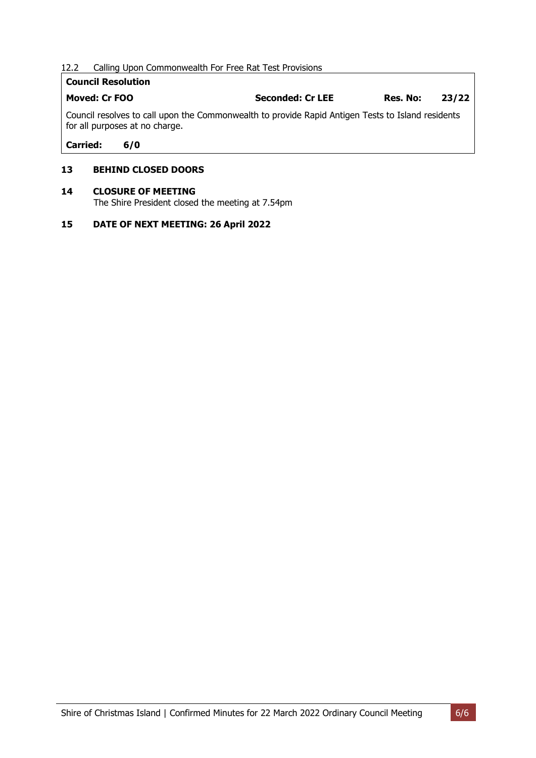12.2 Calling Upon Commonwealth For Free Rat Test Provisions

| | | | |
|---|---|---|---|
| **Council Resolution** | | | |
| **Moved: Cr FOO** | **Seconded: Cr LEE** | **Res. No:** | **23/22** |
| Council resolves to call upon the Commonwealth to provide Rapid Antigen Tests to Island residents for all purposes at no charge. | | | |
| **Carried: 6/0** | | | |

## 13 BEHIND CLOSED DOORS

## 14 CLOSURE OF MEETING

The Shire President closed the meeting at 7.54pm

## 15 DATE OF NEXT MEETING: 26 April 2022